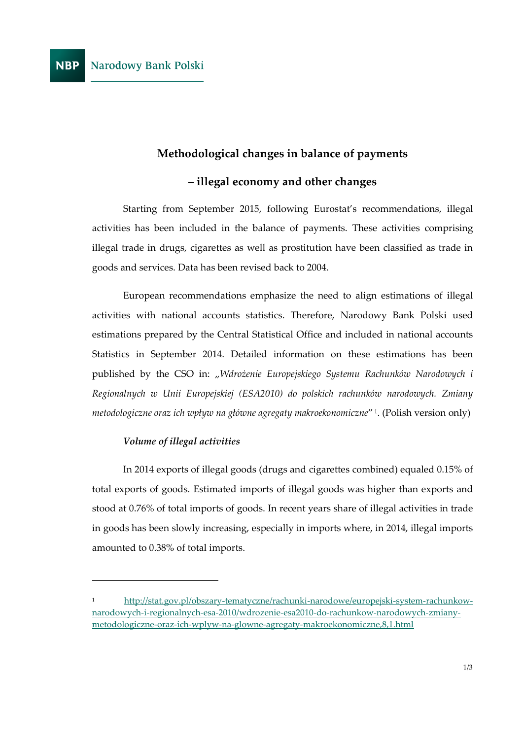NBP Narodowy Bank Polski

# Methodological changes in balance of payments

## – illegal economy and other changes

Starting from September 2015, following Eurostat's recommendations, illegal activities has been included in the balance of payments. These activities comprising illegal trade in drugs, cigarettes as well as prostitution have been classified as trade in goods and services. Data has been revised back to 2004.

European recommendations emphasize the need to align estimations of illegal activities with national accounts statistics. Therefore, Narodowy Bank Polski used estimations prepared by the Central Statistical Office and included in national accounts Statistics in September 2014. Detailed information on these estimations has been published by the CSO in: „*Wdrożenie Europejskiego Systemu Rachunków Narodowych i Regionalnych w Unii Europejskiej (ESA2010) do polskich rachunków narodowych. Zmiany metodologiczne oraz ich wpływ na główne agregaty makroekonomiczne*"[1]. (Polish version only)

### *Volume of illegal activities*

In 2014 exports of illegal goods (drugs and cigarettes combined) equaled 0.15% of total exports of goods. Estimated imports of illegal goods was higher than exports and stood at 0.76% of total imports of goods. In recent years share of illegal activities in trade in goods has been slowly increasing, especially in imports where, in 2014, illegal imports amounted to 0.38% of total imports.

---

[1] http://stat.gov.pl/obszary-tematyczne/rachunki-narodowe/europejski-system-rachunkow-narodowych-i-regionalnych-esa-2010/wdrozenie-esa2010-do-rachunkow-narodowych-zmiany-metodologiczne-oraz-ich-wplyw-na-glowne-agregaty-makroekonomiczne,8,1.html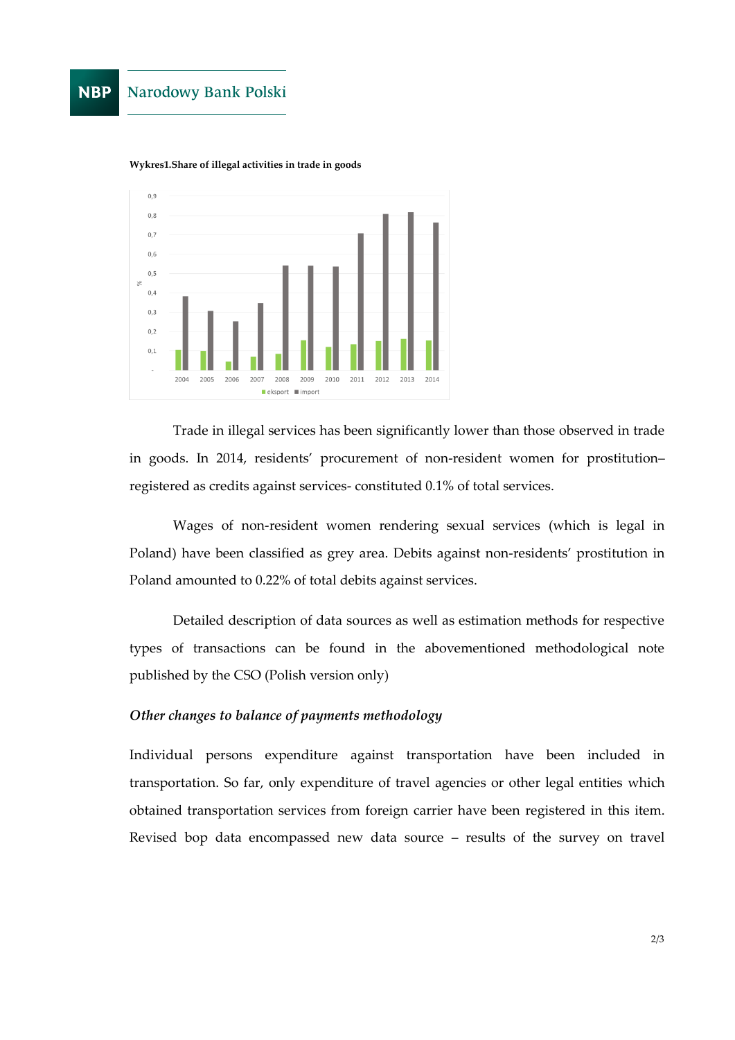**Wykres1.Share of illegal activities in trade in goods**

Trade in illegal services has been significantly lower than those observed in trade in goods. In 2014, residents' procurement of non-resident women for prostitution– registered as credits against services- constituted 0.1% of total services.

Wages of non-resident women rendering sexual services (which is legal in Poland) have been classified as grey area. Debits against non-residents' prostitution in Poland amounted to 0.22% of total debits against services.

Detailed description of data sources as well as estimation methods for respective types of transactions can be found in the abovementioned methodological note published by the CSO (Polish version only)

*Other changes to balance of payments methodology*

Individual persons expenditure against transportation have been included in transportation. So far, only expenditure of travel agencies or other legal entities which obtained transportation services from foreign carrier have been registered in this item. Revised bop data encompassed new data source – results of the survey on travel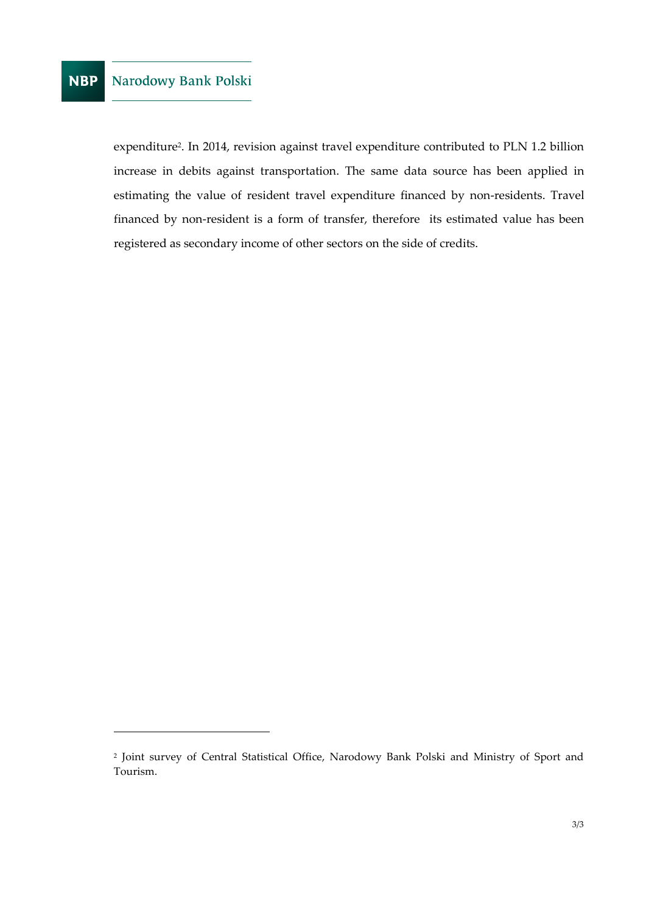expenditure[2]. In 2014, revision against travel expenditure contributed to PLN 1.2 billion increase in debits against transportation. The same data source has been applied in estimating the value of resident travel expenditure financed by non-residents. Travel financed by non-resident is a form of transfer, therefore its estimated value has been registered as secondary income of other sectors on the side of credits.

[2] Joint survey of Central Statistical Office, Narodowy Bank Polski and Ministry of Sport and Tourism.